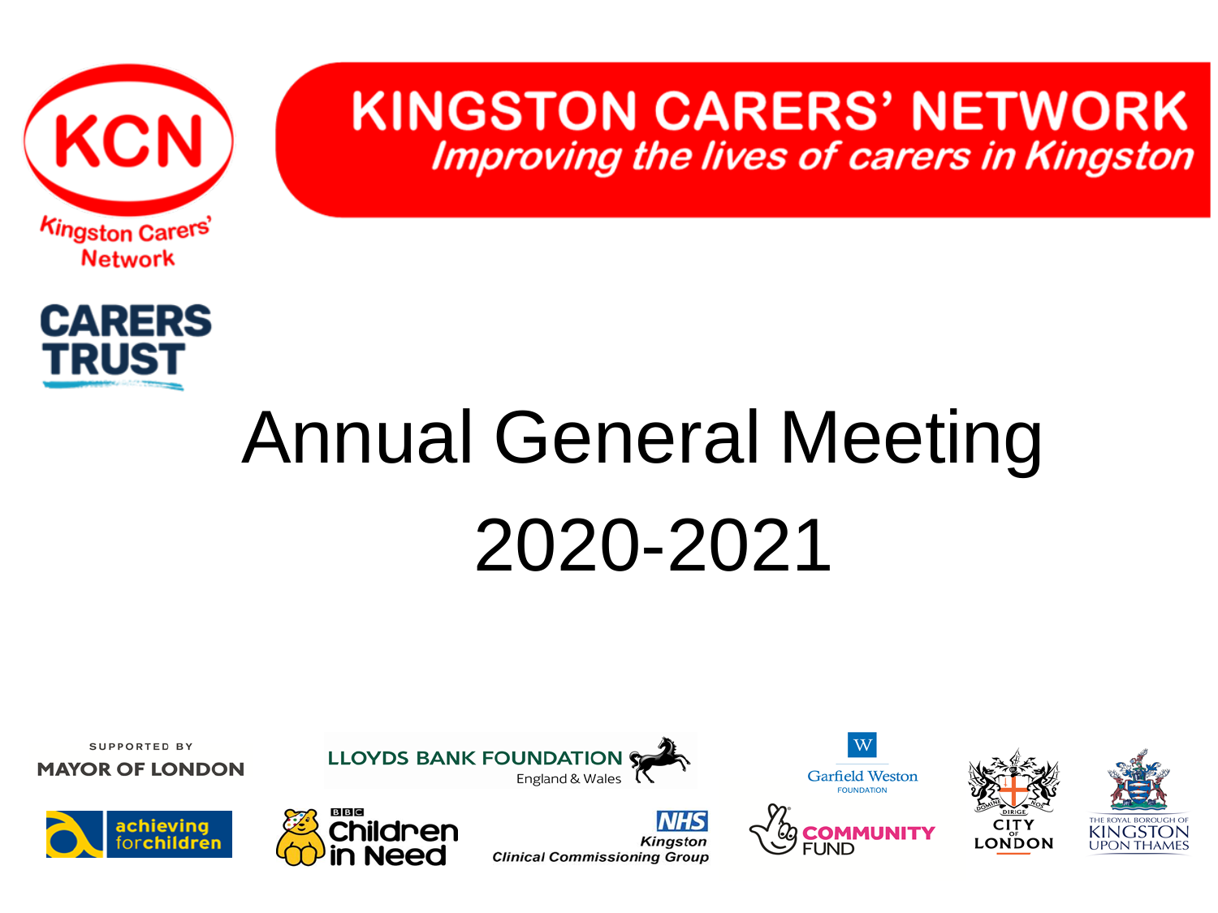# KINGSTON CARERS' NETWORK

*Improving the lives of carers in Kingston*

KCN

Kingston Carers' Network

CARERS TRUST

# Annual General Meeting

# 2020-2021

SUPPORTED BY MAYOR OF LONDON

LLOYDS BANK FOUNDATION England & Wales

Garfield Weston FOUNDATION

achieving for children

BBC Children in Need

NHS Kingston Clinical Commissioning Group

COMMUNITY FUND

CITY OF LONDON

THE ROYAL BOROUGH OF KINGSTON UPON THAMES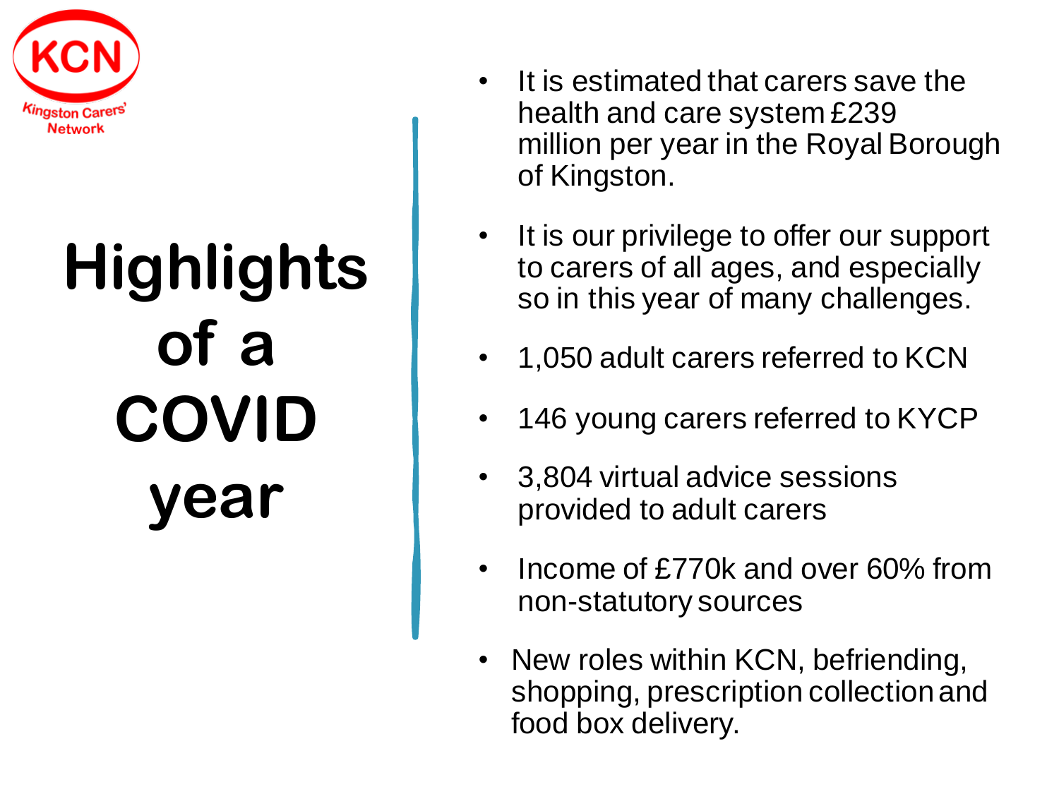KCN

Kingston Carers' Network

# Highlights of a COVID year

- It is estimated that carers save the health and care system £239 million per year in the Royal Borough of Kingston.
- It is our privilege to offer our support to carers of all ages, and especially so in this year of many challenges.
- 1,050 adult carers referred to KCN
- 146 young carers referred to KYCP
- 3,804 virtual advice sessions provided to adult carers
- Income of £770k and over 60% from non-statutory sources
- New roles within KCN, befriending, shopping, prescription collection and food box delivery.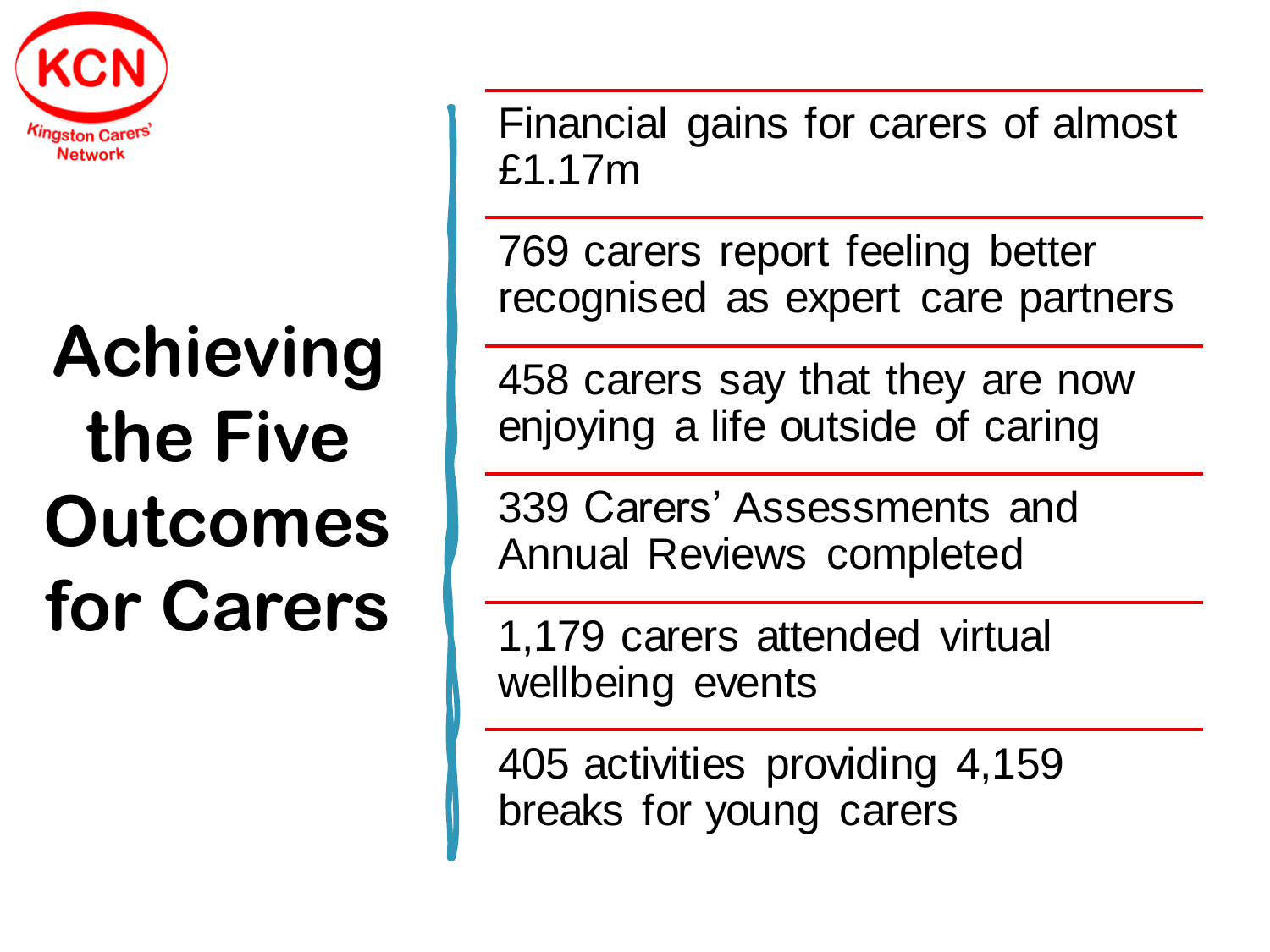KCN
Kingston Carers' Network

# Achieving the Five Outcomes for Carers

- Financial gains for carers of almost £1.17m
- 769 carers report feeling better recognised as expert care partners
- 458 carers say that they are now enjoying a life outside of caring
- 339 Carers' Assessments and Annual Reviews completed
- 1,179 carers attended virtual wellbeing events
- 405 activities providing 4,159 breaks for young carers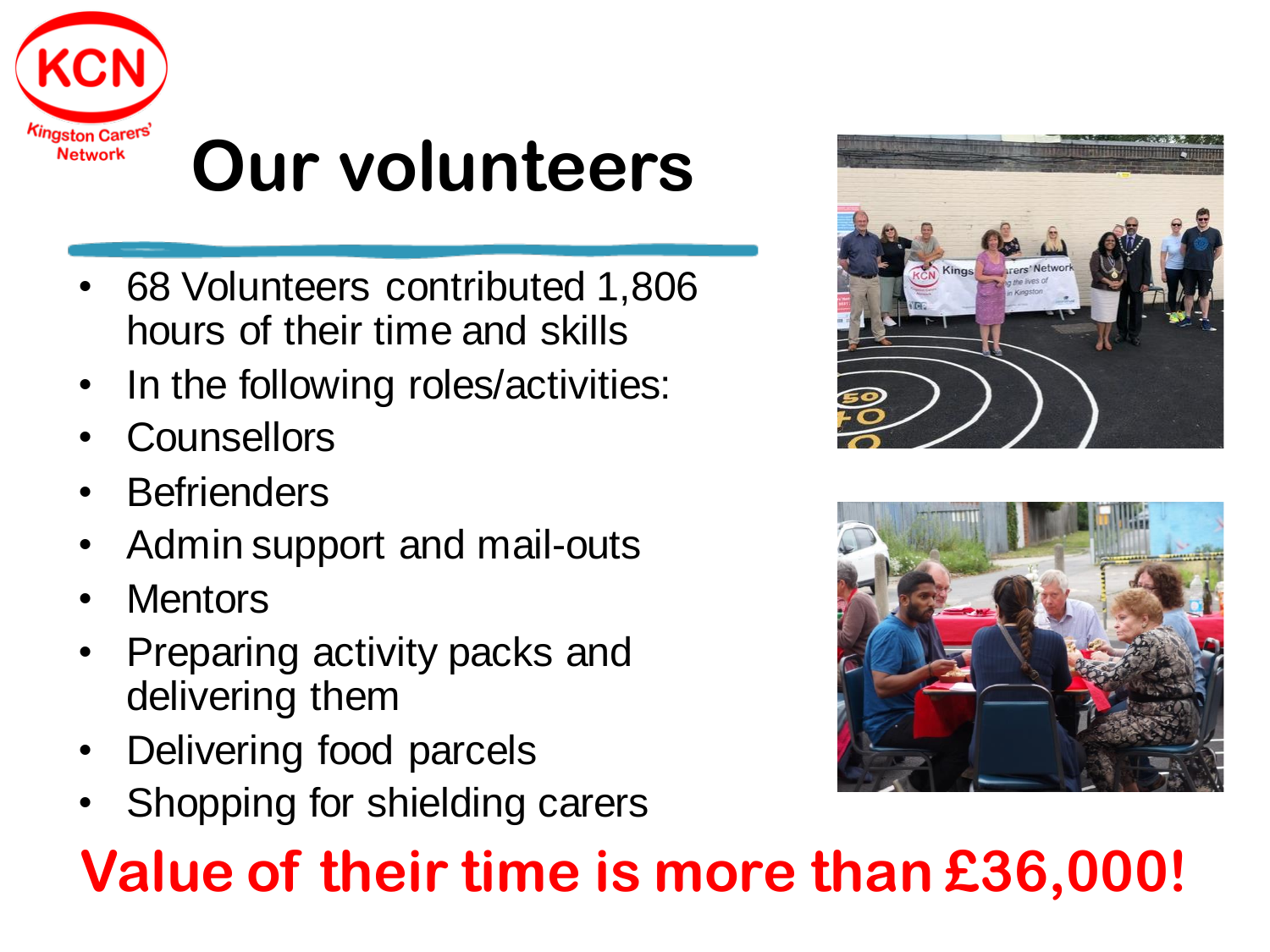# Our volunteers

- 68 Volunteers contributed 1,806 hours of their time and skills
- In the following roles/activities:
- Counsellors
- Befrienders
- Admin support and mail-outs
- Mentors
- Preparing activity packs and delivering them
- Delivering food parcels
- Shopping for shielding carers

**Value of their time is more than £36,000!**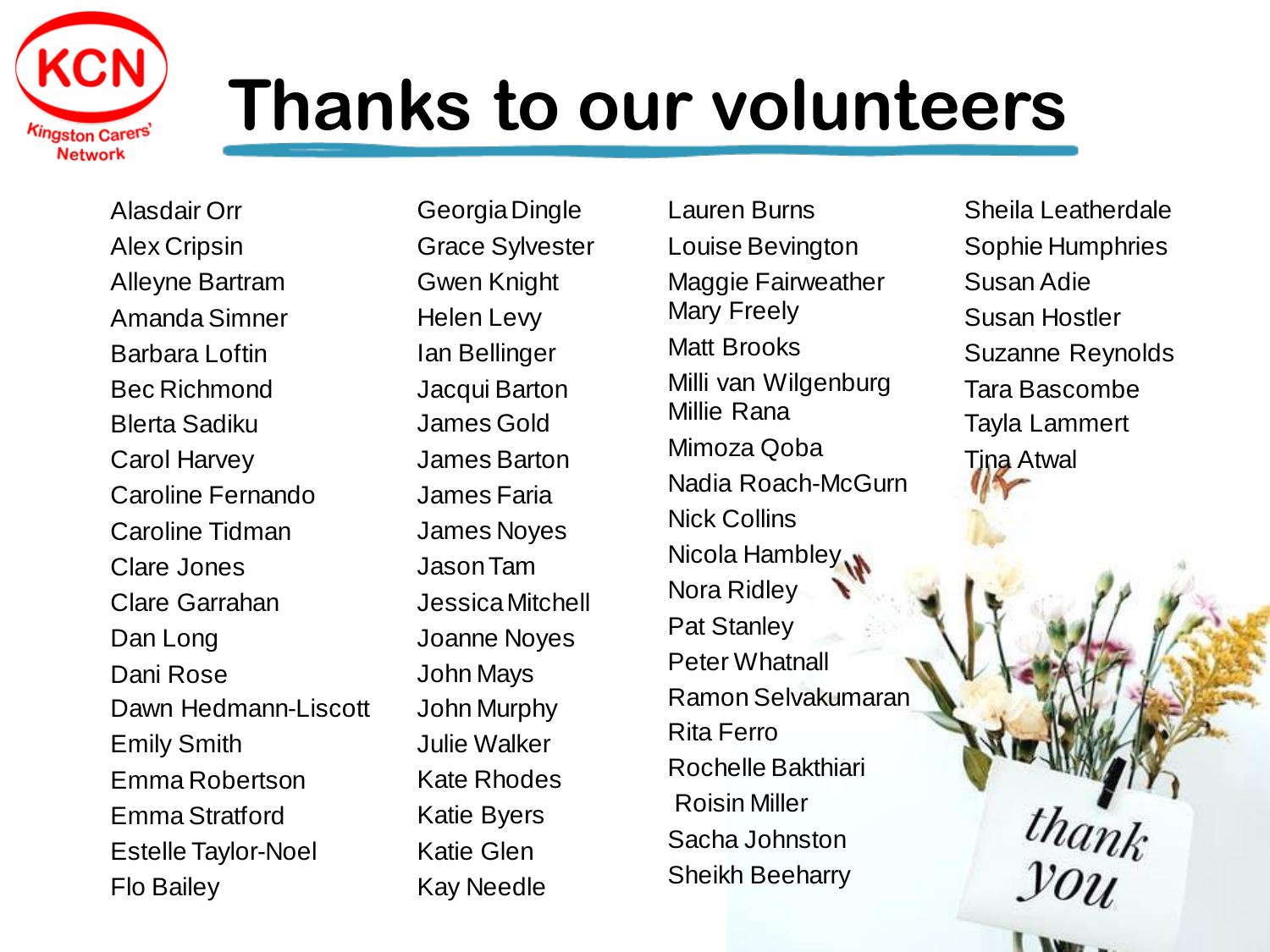KCN Kingston Carers' Network

# Thanks to our volunteers

Alasdair Orr
Alex Cripsin
Alleyne Bartram
Amanda Simner
Barbara Loftin
Bec Richmond
Blerta Sadiku
Carol Harvey
Caroline Fernando
Caroline Tidman
Clare Jones
Clare Garrahan
Dan Long
Dani Rose
Dawn Hedmann-Liscott
Emily Smith
Emma Robertson
Emma Stratford
Estelle Taylor-Noel
Flo Bailey
Georgia Dingle
Grace Sylvester
Gwen Knight
Helen Levy
Ian Bellinger
Jacqui Barton
James Gold
James Barton
James Faria
James Noyes
Jason Tam
Jessica Mitchell
Joanne Noyes
John Mays
John Murphy
Julie Walker
Kate Rhodes
Katie Byers
Katie Glen
Kay Needle
Lauren Burns
Louise Bevington
Maggie Fairweather
Mary Freely
Matt Brooks
Milli van Wilgenburg
Millie Rana
Mimoza Qoba
Nadia Roach-McGurn
Nick Collins
Nicola Hambley
Nora Ridley
Pat Stanley
Peter Whatnall
Ramon Selvakumaran
Rita Ferro
Rochelle Bakthiari
Roisin Miller
Sacha Johnston
Sheikh Beeharry
Sheila Leatherdale
Sophie Humphries
Susan Adie
Susan Hostler
Suzanne Reynolds
Tara Bascombe
Tayla Lammert
Tina Atwal

thank you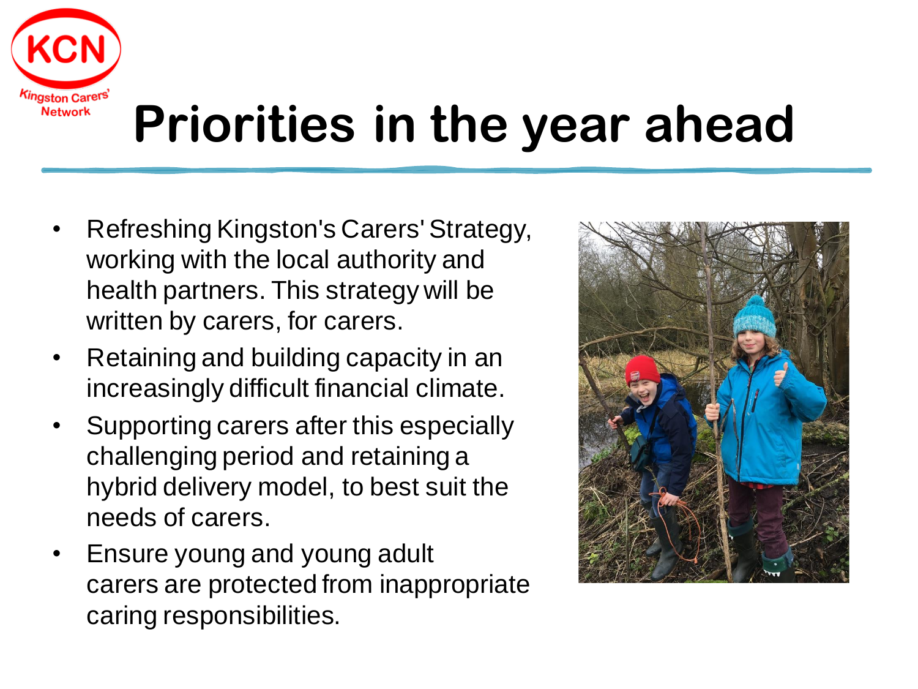# Priorities in the year ahead

- Refreshing Kingston's Carers' Strategy, working with the local authority and health partners. This strategy will be written by carers, for carers.
- Retaining and building capacity in an increasingly difficult financial climate.
- Supporting carers after this especially challenging period and retaining a hybrid delivery model, to best suit the needs of carers.
- Ensure young and young adult carers are protected from inappropriate caring responsibilities.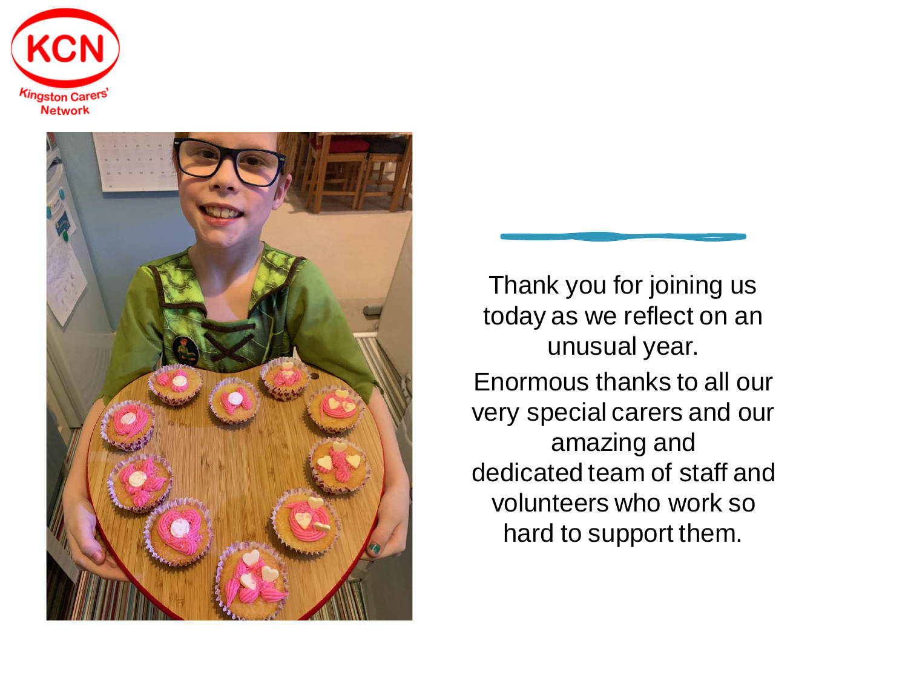Kingston Carers' Network

Thank you for joining us today as we reflect on an unusual year.

Enormous thanks to all our very special carers and our amazing and dedicated team of staff and volunteers who work so hard to support them.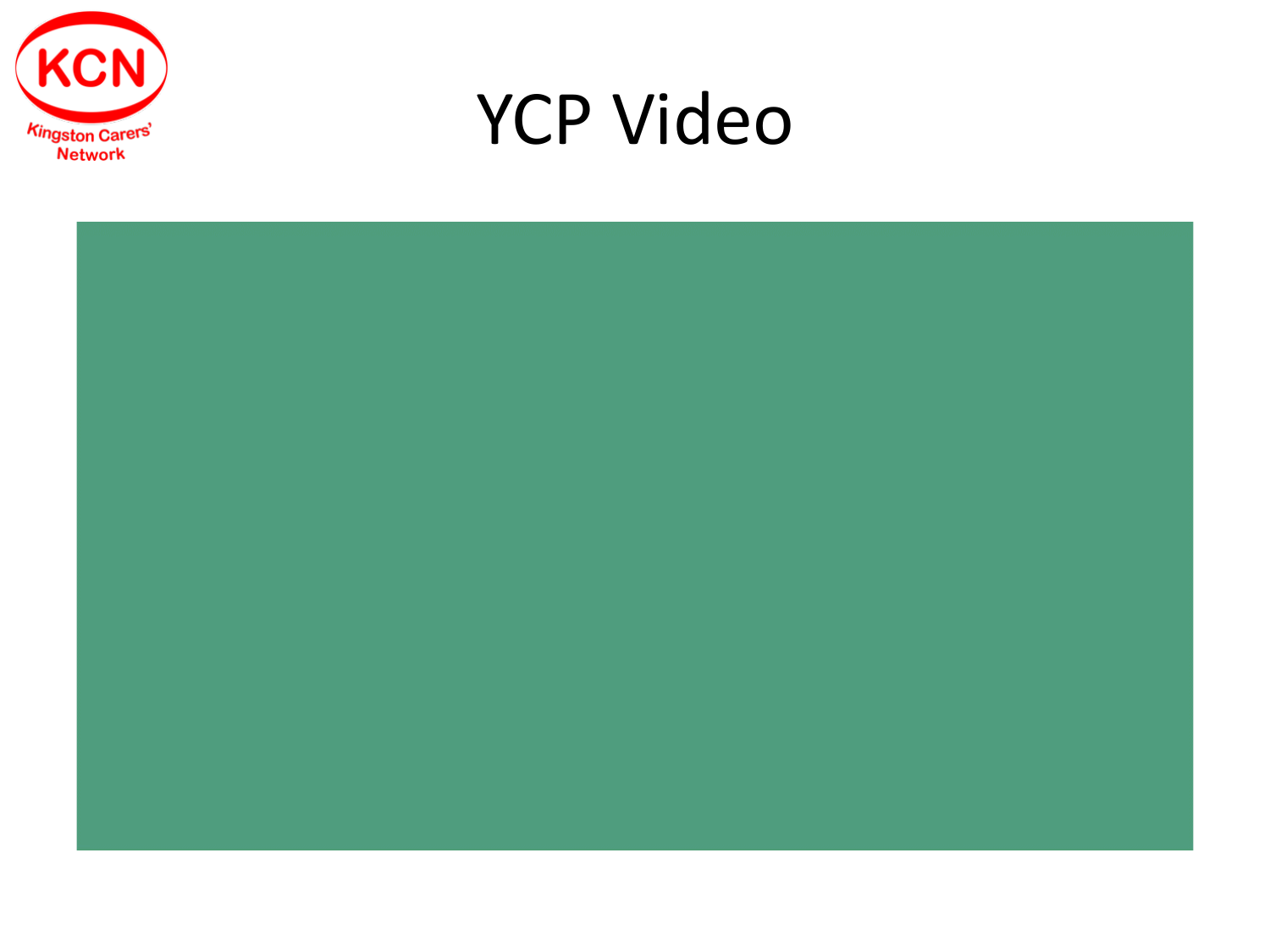KCN

Kingston Carers' Network

# YCP Video